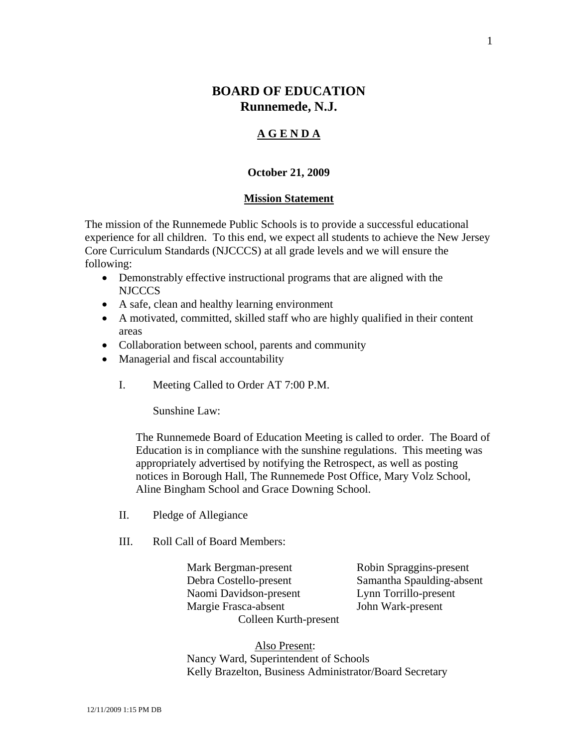# BOARD OF EDUCATION
## Runnemede, N.J.

### A G E N D A

**October 21, 2009**

**Mission Statement**

The mission of the Runnemede Public Schools is to provide a successful educational experience for all children. To this end, we expect all students to achieve the New Jersey Core Curriculum Standards (NJCCCS) at all grade levels and we will ensure the following:

- Demonstrably effective instructional programs that are aligned with the NJCCCS
- A safe, clean and healthy learning environment
- A motivated, committed, skilled staff who are highly qualified in their content areas
- Collaboration between school, parents and community
- Managerial and fiscal accountability

I. Meeting Called to Order AT 7:00 P.M.

Sunshine Law:

The Runnemede Board of Education Meeting is called to order. The Board of Education is in compliance with the sunshine regulations. This meeting was appropriately advertised by notifying the Retrospect, as well as posting notices in Borough Hall, The Runnemede Post Office, Mary Volz School, Aline Bingham School and Grace Downing School.

II. Pledge of Allegiance

III. Roll Call of Board Members:

Mark Bergman-present
Debra Costello-present
Naomi Davidson-present
Margie Frasca-absent
Robin Spraggins-present
Samantha Spaulding-absent
Lynn Torrillo-present
John Wark-present
Colleen Kurth-present

Also Present:
Nancy Ward, Superintendent of Schools
Kelly Brazelton, Business Administrator/Board Secretary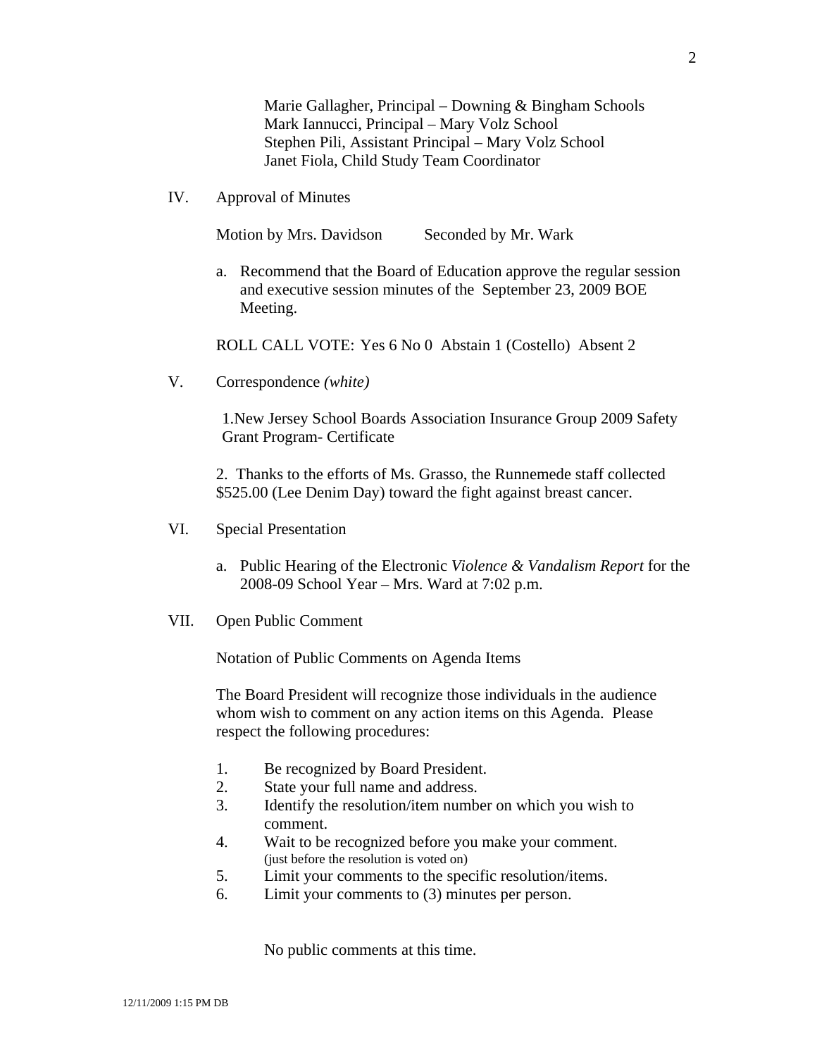Marie Gallagher, Principal – Downing & Bingham Schools
Mark Iannucci, Principal – Mary Volz School
Stephen Pili, Assistant Principal – Mary Volz School
Janet Fiola, Child Study Team Coordinator

## IV. Approval of Minutes

Motion by Mrs. Davidson          Seconded by Mr. Wark

a. Recommend that the Board of Education approve the regular session and executive session minutes of the September 23, 2009 BOE Meeting.

ROLL CALL VOTE: Yes 6 No 0 Abstain 1 (Costello) Absent 2

## V. Correspondence *(white)*

1. New Jersey School Boards Association Insurance Group 2009 Safety Grant Program- Certificate

2. Thanks to the efforts of Ms. Grasso, the Runnemede staff collected $525.00 (Lee Denim Day) toward the fight against breast cancer.

## VI. Special Presentation

a. Public Hearing of the Electronic *Violence & Vandalism Report* for the 2008-09 School Year – Mrs. Ward at 7:02 p.m.

## VII. Open Public Comment

Notation of Public Comments on Agenda Items

The Board President will recognize those individuals in the audience whom wish to comment on any action items on this Agenda. Please respect the following procedures:

1. Be recognized by Board President.
2. State your full name and address.
3. Identify the resolution/item number on which you wish to comment.
4. Wait to be recognized before you make your comment. (just before the resolution is voted on)
5. Limit your comments to the specific resolution/items.
6. Limit your comments to (3) minutes per person.

No public comments at this time.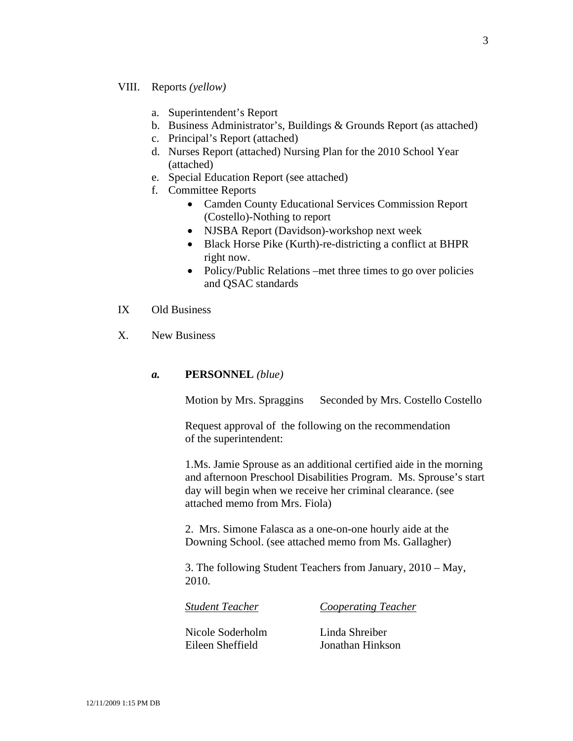VIII. Reports *(yellow)*

a. Superintendent's Report
b. Business Administrator's, Buildings & Grounds Report (as attached)
c. Principal's Report (attached)
d. Nurses Report (attached) Nursing Plan for the 2010 School Year (attached)
e. Special Education Report (see attached)
f. Committee Reports
    - Camden County Educational Services Commission Report (Costello)-Nothing to report
    - NJSBA Report (Davidson)-workshop next week
    - Black Horse Pike (Kurth)-re-districting a conflict at BHPR right now.
    - Policy/Public Relations –met three times to go over policies and QSAC standards

IX Old Business

X. New Business

***a.* PERSONNEL** *(blue)*

Motion by Mrs. Spraggins Seconded by Mrs. Costello Costello

Request approval of the following on the recommendation of the superintendent:

1.Ms. Jamie Sprouse as an additional certified aide in the morning and afternoon Preschool Disabilities Program. Ms. Sprouse's start day will begin when we receive her criminal clearance. (see attached memo from Mrs. Fiola)

2. Mrs. Simone Falasca as a one-on-one hourly aide at the Downing School. (see attached memo from Ms. Gallagher)

3. The following Student Teachers from January, 2010 – May, 2010.

| *Student Teacher* | *Cooperating Teacher* |
|---|---|
| Nicole Soderholm | Linda Shreiber |
| Eileen Sheffield | Jonathan Hinkson |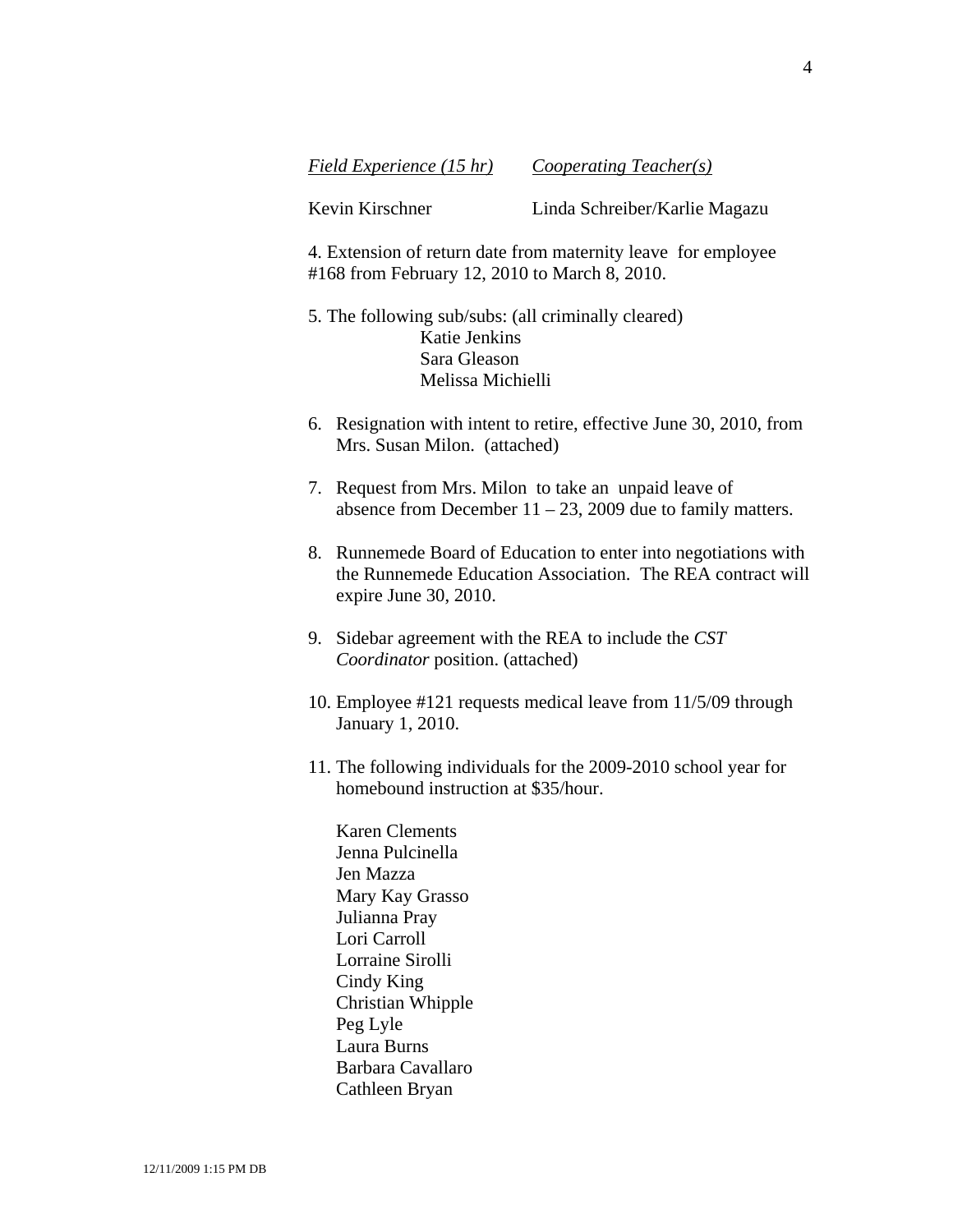| *Field Experience (15 hr)* | *Cooperating Teacher(s)* |
| --- | --- |
| Kevin Kirschner | Linda Schreiber/Karlie Magazu |

4. Extension of return date from maternity leave for employee #168 from February 12, 2010 to March 8, 2010.

5. The following sub/subs: (all criminally cleared)
   - Katie Jenkins
   - Sara Gleason
   - Melissa Michielli

6. Resignation with intent to retire, effective June 30, 2010, from Mrs. Susan Milon. (attached)

7. Request from Mrs. Milon to take an unpaid leave of absence from December 11 – 23, 2009 due to family matters.

8. Runnemede Board of Education to enter into negotiations with the Runnemede Education Association. The REA contract will expire June 30, 2010.

9. Sidebar agreement with the REA to include the *CST Coordinator* position. (attached)

10. Employee #121 requests medical leave from 11/5/09 through January 1, 2010.

11. The following individuals for the 2009-2010 school year for homebound instruction at $35/hour.

    Karen Clements
    Jenna Pulcinella
    Jen Mazza
    Mary Kay Grasso
    Julianna Pray
    Lori Carroll
    Lorraine Sirolli
    Cindy King
    Christian Whipple
    Peg Lyle
    Laura Burns
    Barbara Cavallaro
    Cathleen Bryan

12/11/2009 1:15 PM DB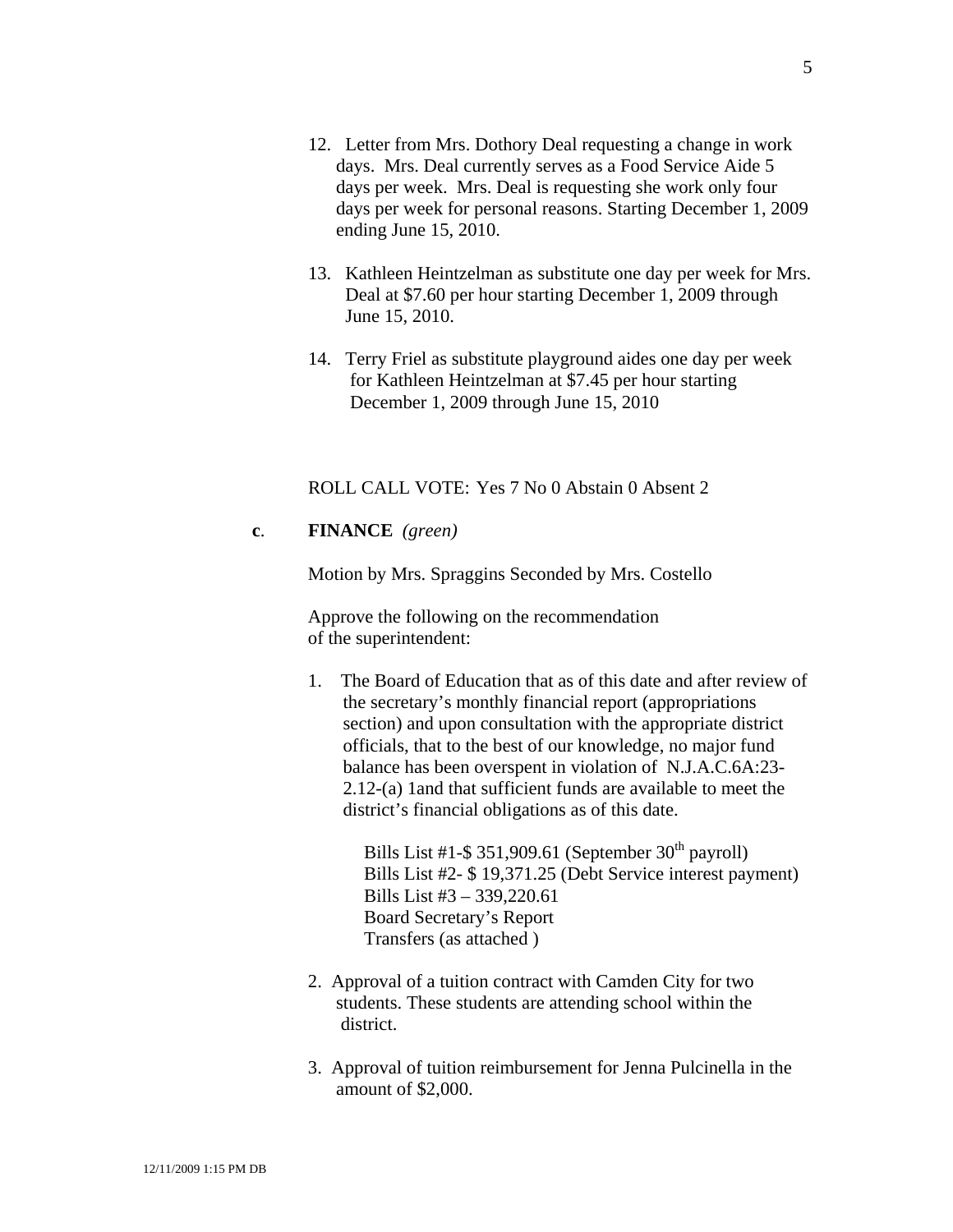12. Letter from Mrs. Dothory Deal requesting a change in work days. Mrs. Deal currently serves as a Food Service Aide 5 days per week. Mrs. Deal is requesting she work only four days per week for personal reasons. Starting December 1, 2009 ending June 15, 2010.

13. Kathleen Heintzelman as substitute one day per week for Mrs. Deal at $7.60 per hour starting December 1, 2009 through June 15, 2010.

14. Terry Friel as substitute playground aides one day per week for Kathleen Heintzelman at $7.45 per hour starting December 1, 2009 through June 15, 2010

ROLL CALL VOTE: Yes 7 No 0 Abstain 0 Absent 2

**c**. **FINANCE** *(green)*

Motion by Mrs. Spraggins Seconded by Mrs. Costello

Approve the following on the recommendation of the superintendent:

1. The Board of Education that as of this date and after review of the secretary's monthly financial report (appropriations section) and upon consultation with the appropriate district officials, that to the best of our knowledge, no major fund balance has been overspent in violation of N.J.A.C.6A:23-2.12-(a) 1and that sufficient funds are available to meet the district's financial obligations as of this date.

   Bills List #1-$ 351,909.61 (September 30th payroll)
   Bills List #2- $ 19,371.25 (Debt Service interest payment)
   Bills List #3 – 339,220.61
   Board Secretary's Report
   Transfers (as attached )

2. Approval of a tuition contract with Camden City for two students. These students are attending school within the district.

3. Approval of tuition reimbursement for Jenna Pulcinella in the amount of $2,000.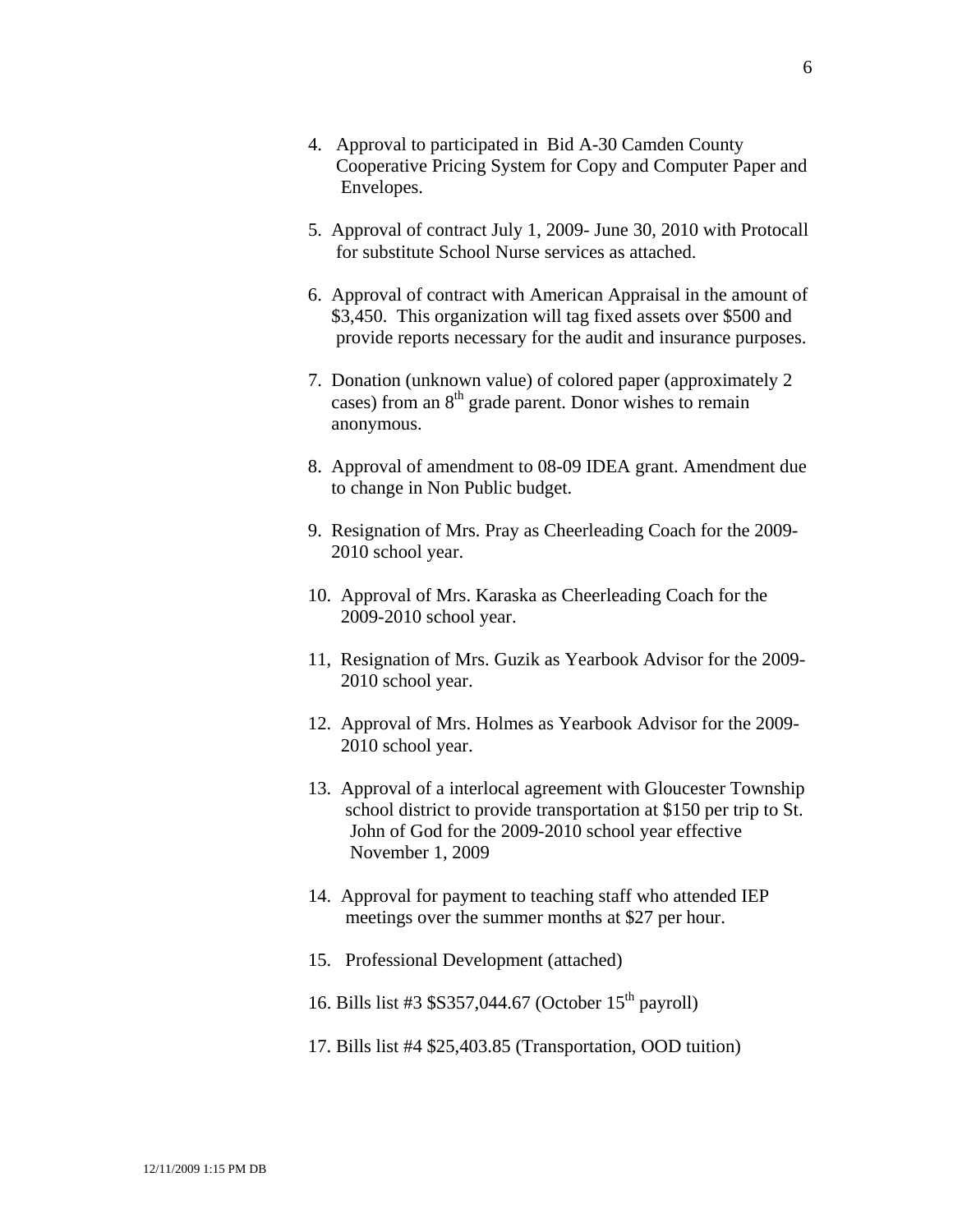4. Approval to participated in Bid A-30 Camden County Cooperative Pricing System for Copy and Computer Paper and Envelopes.

5. Approval of contract July 1, 2009- June 30, 2010 with Protocall for substitute School Nurse services as attached.

6. Approval of contract with American Appraisal in the amount of $3,450. This organization will tag fixed assets over $500 and provide reports necessary for the audit and insurance purposes.

7. Donation (unknown value) of colored paper (approximately 2 cases) from an 8th grade parent. Donor wishes to remain anonymous.

8. Approval of amendment to 08-09 IDEA grant. Amendment due to change in Non Public budget.

9. Resignation of Mrs. Pray as Cheerleading Coach for the 2009-2010 school year.

10. Approval of Mrs. Karaska as Cheerleading Coach for the 2009-2010 school year.

11, Resignation of Mrs. Guzik as Yearbook Advisor for the 2009-2010 school year.

12. Approval of Mrs. Holmes as Yearbook Advisor for the 2009-2010 school year.

13. Approval of a interlocal agreement with Gloucester Township school district to provide transportation at $150 per trip to St. John of God for the 2009-2010 school year effective November 1, 2009

14. Approval for payment to teaching staff who attended IEP meetings over the summer months at $27 per hour.

15. Professional Development (attached)

16. Bills list #3 $S357,044.67 (October 15th payroll)

17. Bills list #4 $25,403.85 (Transportation, OOD tuition)

12/11/2009 1:15 PM DB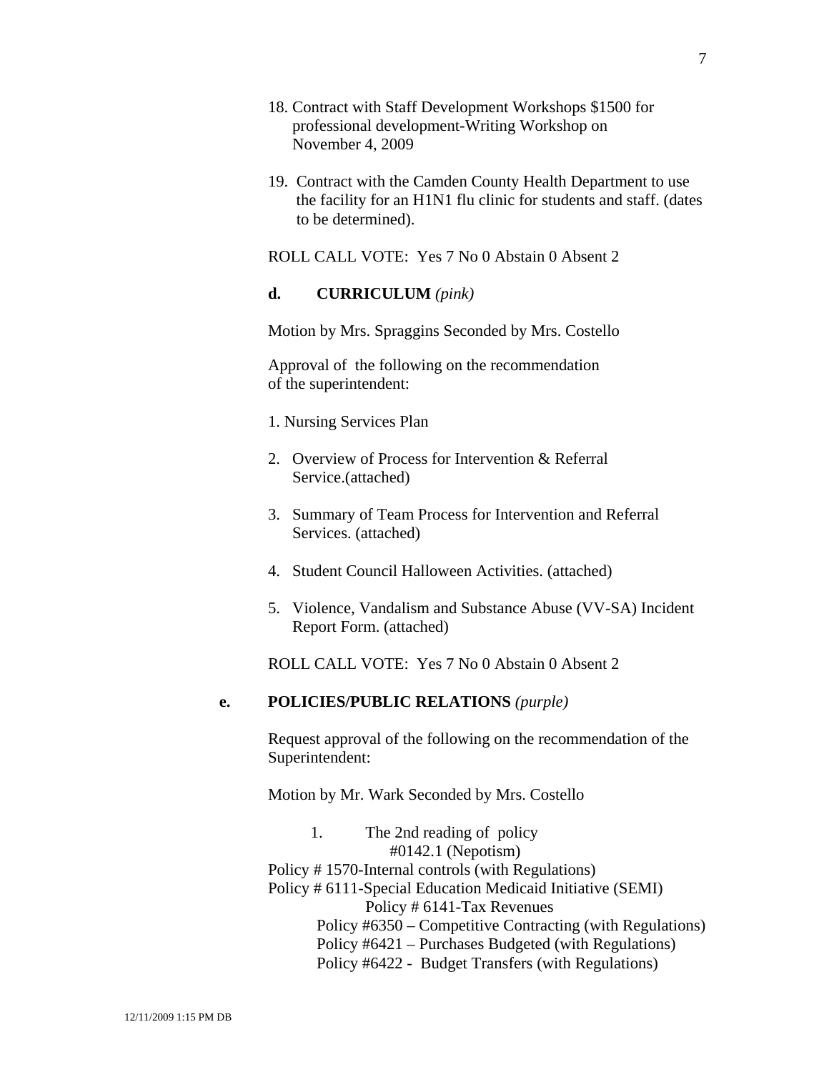18. Contract with Staff Development Workshops $1500 for professional development-Writing Workshop on November 4, 2009

19. Contract with the Camden County Health Department to use the facility for an H1N1 flu clinic for students and staff. (dates to be determined).

ROLL CALL VOTE: Yes 7 No 0 Abstain 0 Absent 2

**d. CURRICULUM** *(pink)*

Motion by Mrs. Spraggins Seconded by Mrs. Costello

Approval of the following on the recommendation of the superintendent:

1. Nursing Services Plan

2. Overview of Process for Intervention & Referral Service.(attached)

3. Summary of Team Process for Intervention and Referral Services. (attached)

4. Student Council Halloween Activities. (attached)

5. Violence, Vandalism and Substance Abuse (VV-SA) Incident Report Form. (attached)

ROLL CALL VOTE: Yes 7 No 0 Abstain 0 Absent 2

**e. POLICIES/PUBLIC RELATIONS** *(purple)*

Request approval of the following on the recommendation of the Superintendent:

Motion by Mr. Wark Seconded by Mrs. Costello

1. The 2nd reading of policy #0142.1 (Nepotism)

Policy # 1570-Internal controls (with Regulations)
Policy # 6111-Special Education Medicaid Initiative (SEMI)
Policy # 6141-Tax Revenues
Policy #6350 – Competitive Contracting (with Regulations)
Policy #6421 – Purchases Budgeted (with Regulations)
Policy #6422 - Budget Transfers (with Regulations)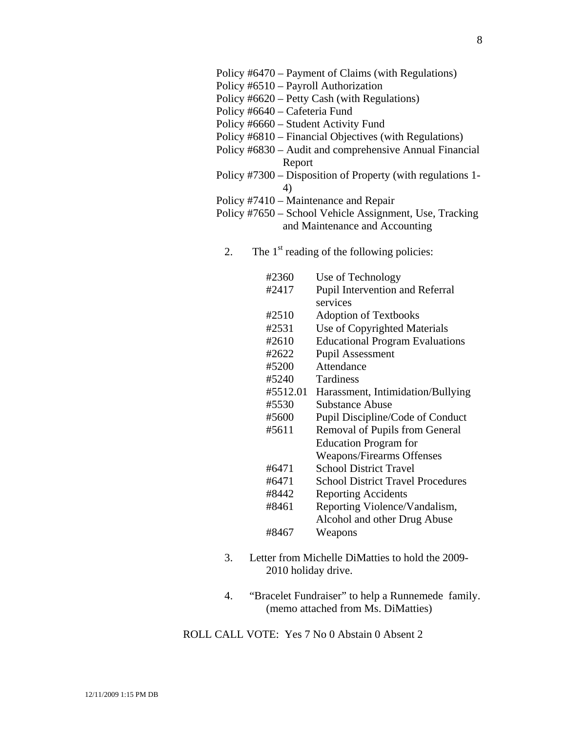Policy #6470 – Payment of Claims (with Regulations)
Policy #6510 – Payroll Authorization
Policy #6620 – Petty Cash (with Regulations)
Policy #6640 – Cafeteria Fund
Policy #6660 – Student Activity Fund
Policy #6810 – Financial Objectives (with Regulations)
Policy #6830 – Audit and comprehensive Annual Financial Report
Policy #7300 – Disposition of Property (with regulations 1-4)
Policy #7410 – Maintenance and Repair
Policy #7650 – School Vehicle Assignment, Use, Tracking and Maintenance and Accounting

2. The 1st reading of the following policies:

| | |
|---|---|
| #2360 | Use of Technology |
| #2417 | Pupil Intervention and Referral services |
| #2510 | Adoption of Textbooks |
| #2531 | Use of Copyrighted Materials |
| #2610 | Educational Program Evaluations |
| #2622 | Pupil Assessment |
| #5200 | Attendance |
| #5240 | Tardiness |
| #5512.01 | Harassment, Intimidation/Bullying |
| #5530 | Substance Abuse |
| #5600 | Pupil Discipline/Code of Conduct |
| #5611 | Removal of Pupils from General Education Program for Weapons/Firearms Offenses |
| #6471 | School District Travel |
| #6471 | School District Travel Procedures |
| #8442 | Reporting Accidents |
| #8461 | Reporting Violence/Vandalism, Alcohol and other Drug Abuse |
| #8467 | Weapons |

3. Letter from Michelle DiMatties to hold the 2009-2010 holiday drive.

4. "Bracelet Fundraiser" to help a Runnemede family. (memo attached from Ms. DiMatties)

ROLL CALL VOTE: Yes 7 No 0 Abstain 0 Absent 2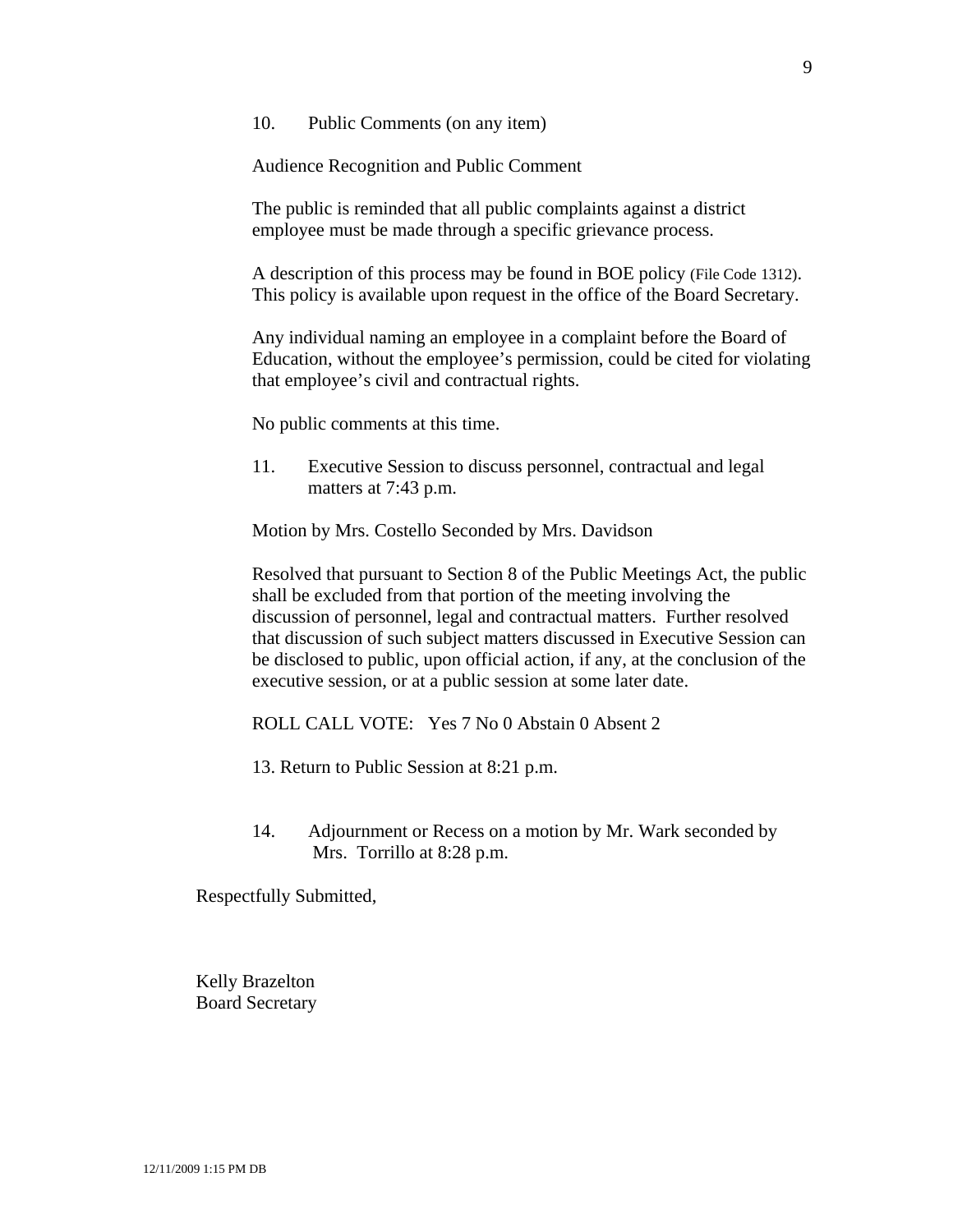10. Public Comments (on any item)

Audience Recognition and Public Comment

The public is reminded that all public complaints against a district employee must be made through a specific grievance process.

A description of this process may be found in BOE policy (File Code 1312). This policy is available upon request in the office of the Board Secretary.

Any individual naming an employee in a complaint before the Board of Education, without the employee's permission, could be cited for violating that employee's civil and contractual rights.

No public comments at this time.

11. Executive Session to discuss personnel, contractual and legal matters at 7:43 p.m.

Motion by Mrs. Costello Seconded by Mrs. Davidson

Resolved that pursuant to Section 8 of the Public Meetings Act, the public shall be excluded from that portion of the meeting involving the discussion of personnel, legal and contractual matters. Further resolved that discussion of such subject matters discussed in Executive Session can be disclosed to public, upon official action, if any, at the conclusion of the executive session, or at a public session at some later date.

ROLL CALL VOTE: Yes 7 No 0 Abstain 0 Absent 2

13. Return to Public Session at 8:21 p.m.

14. Adjournment or Recess on a motion by Mr. Wark seconded by Mrs. Torrillo at 8:28 p.m.

Respectfully Submitted,

Kelly Brazelton
Board Secretary

12/11/2009 1:15 PM DB